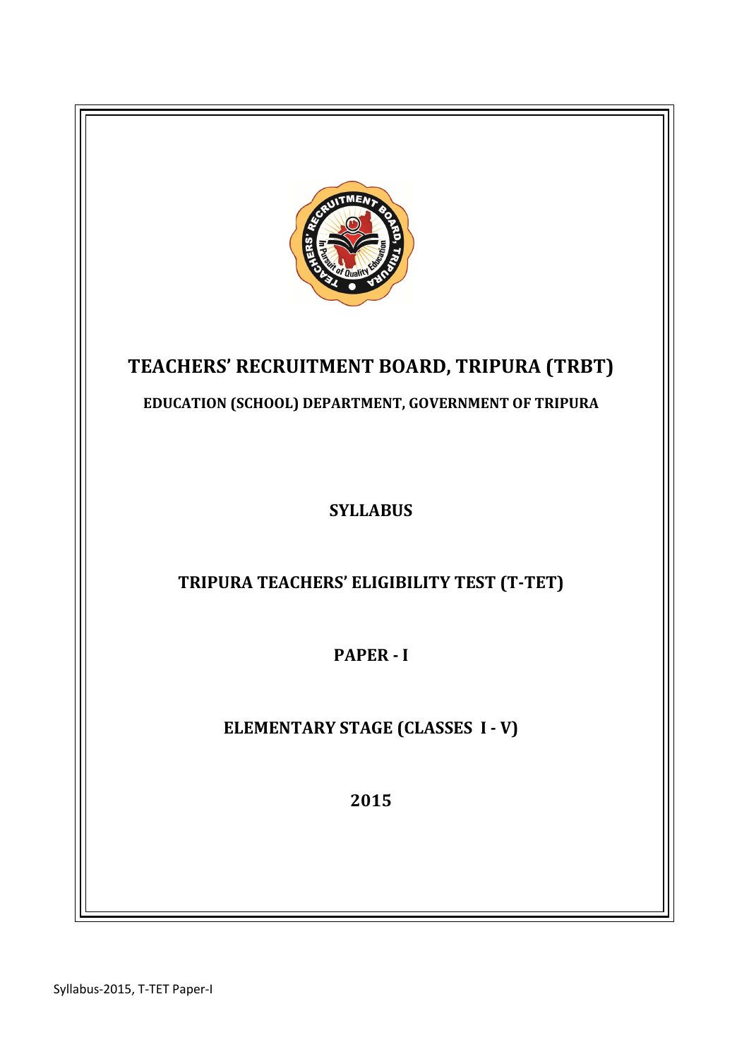# TEACHERS' RECRUITMENT BOARD, TRIPURA (TRBT)

**EDUCATION (SCHOOL) DEPARTMENT, GOVERNMENT OF TRIPURA**

## SYLLABUS

## TRIPURA TEACHERS' ELIGIBILITY TEST (T-TET)

## PAPER - I

## ELEMENTARY STAGE (CLASSES I - V)

## 2015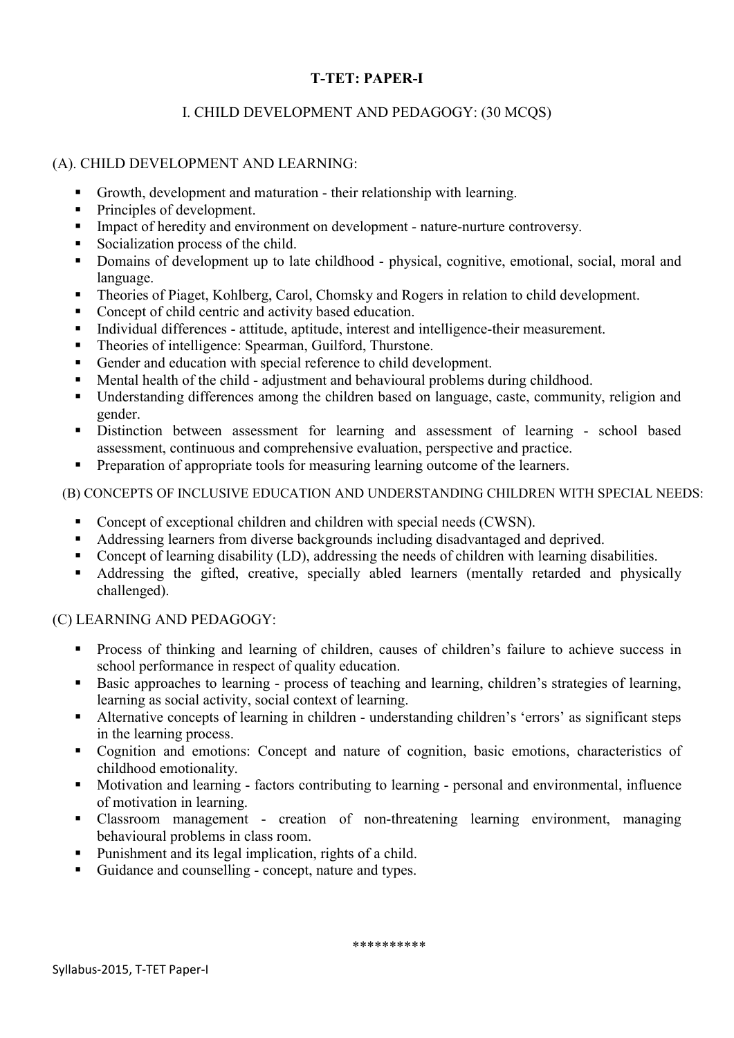# T-TET: PAPER-I

## I. CHILD DEVELOPMENT AND PEDAGOGY: (30 MCQS)

### (A). CHILD DEVELOPMENT AND LEARNING:

- Growth, development and maturation - their relationship with learning.
- Principles of development.
- Impact of heredity and environment on development - nature-nurture controversy.
- Socialization process of the child.
- Domains of development up to late childhood - physical, cognitive, emotional, social, moral and language.
- Theories of Piaget, Kohlberg, Carol, Chomsky and Rogers in relation to child development.
- Concept of child centric and activity based education.
- Individual differences - attitude, aptitude, interest and intelligence-their measurement.
- Theories of intelligence: Spearman, Guilford, Thurstone.
- Gender and education with special reference to child development.
- Mental health of the child - adjustment and behavioural problems during childhood.
- Understanding differences among the children based on language, caste, community, religion and gender.
- Distinction between assessment for learning and assessment of learning - school based assessment, continuous and comprehensive evaluation, perspective and practice.
- Preparation of appropriate tools for measuring learning outcome of the learners.

### (B) CONCEPTS OF INCLUSIVE EDUCATION AND UNDERSTANDING CHILDREN WITH SPECIAL NEEDS:

- Concept of exceptional children and children with special needs (CWSN).
- Addressing learners from diverse backgrounds including disadvantaged and deprived.
- Concept of learning disability (LD), addressing the needs of children with learning disabilities.
- Addressing the gifted, creative, specially abled learners (mentally retarded and physically challenged).

### (C) LEARNING AND PEDAGOGY:

- Process of thinking and learning of children, causes of children's failure to achieve success in school performance in respect of quality education.
- Basic approaches to learning - process of teaching and learning, children's strategies of learning, learning as social activity, social context of learning.
- Alternative concepts of learning in children - understanding children's 'errors' as significant steps in the learning process.
- Cognition and emotions: Concept and nature of cognition, basic emotions, characteristics of childhood emotionality.
- Motivation and learning - factors contributing to learning - personal and environmental, influence of motivation in learning.
- Classroom management - creation of non-threatening learning environment, managing behavioural problems in class room.
- Punishment and its legal implication, rights of a child.
- Guidance and counselling - concept, nature and types.

**********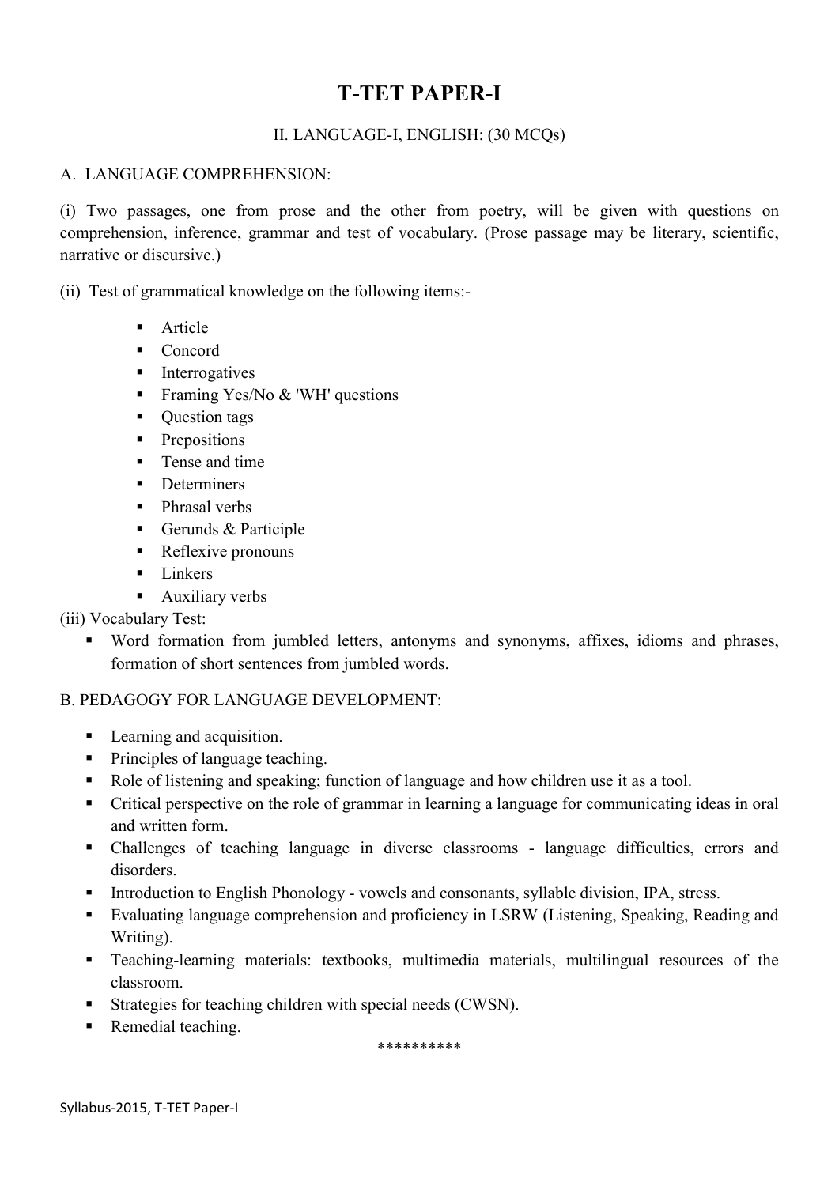# T-TET PAPER-I

II. LANGUAGE-I, ENGLISH: (30 MCQs)

A. LANGUAGE COMPREHENSION:

(i) Two passages, one from prose and the other from poetry, will be given with questions on comprehension, inference, grammar and test of vocabulary. (Prose passage may be literary, scientific, narrative or discursive.)

(ii) Test of grammatical knowledge on the following items:-

- Article
- Concord
- Interrogatives
- Framing Yes/No & 'WH' questions
- Question tags
- Prepositions
- Tense and time
- Determiners
- Phrasal verbs
- Gerunds & Participle
- Reflexive pronouns
- Linkers
- Auxiliary verbs

(iii) Vocabulary Test:

- Word formation from jumbled letters, antonyms and synonyms, affixes, idioms and phrases, formation of short sentences from jumbled words.

B. PEDAGOGY FOR LANGUAGE DEVELOPMENT:

- Learning and acquisition.
- Principles of language teaching.
- Role of listening and speaking; function of language and how children use it as a tool.
- Critical perspective on the role of grammar in learning a language for communicating ideas in oral and written form.
- Challenges of teaching language in diverse classrooms - language difficulties, errors and disorders.
- Introduction to English Phonology - vowels and consonants, syllable division, IPA, stress.
- Evaluating language comprehension and proficiency in LSRW (Listening, Speaking, Reading and Writing).
- Teaching-learning materials: textbooks, multimedia materials, multilingual resources of the classroom.
- Strategies for teaching children with special needs (CWSN).
- Remedial teaching.

**********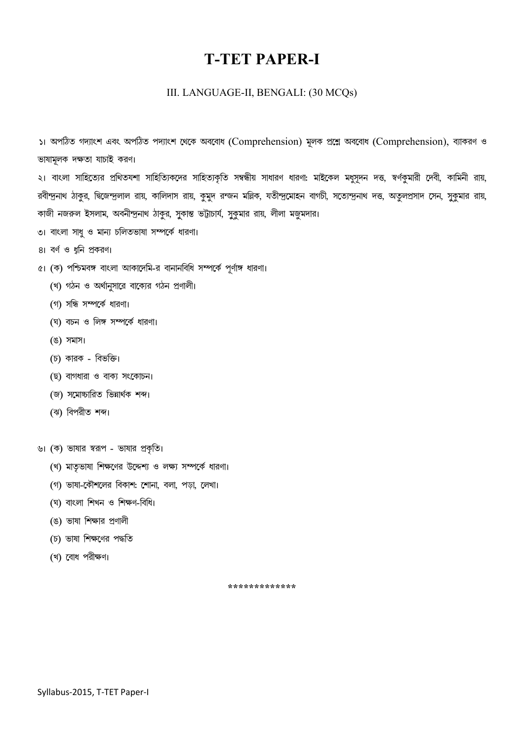# T-TET PAPER-I

III. LANGUAGE-II, BENGALI: (30 MCQs)

১। অপঠিত গদ্যাংশ এবং অপঠিত পদ্যাংশ থেকে অববোধ (Comprehension) মূলক প্রশ্নে অববোধ (Comprehension), ব্যাকরণ ও ভাষামূলক দক্ষতা যাচাই করণ।

২। বাংলা সাহিত্যের প্রথিতযশা সাহিত্যিকদের সাহিত্যকৃতি সম্বন্ধীয় সাধারণ ধারণা: মাইকেল মধুসূদন দত্ত, স্বর্ণকুমারী দেবী, কামিনী রায়, রবীন্দ্রনাথ ঠাকুর, দ্বিজেন্দ্রলাল রায়, কালিদাস রায়, কুমুদ রন্জন মল্লিক, যতীন্দ্রমোহন বাগচী, সত্যেন্দ্রনাথ দত্ত, অতুলপ্রসাদ সেন, সুকুমার রায়, কাজী নজরুল ইসলাম, অবনীন্দ্রনাথ ঠাকুর, সুকান্ত ভট্টাচার্য, সুকুমার রায়, লীলা মজুমদার।

৩। বাংলা সাধু ও মান্য চলিতভাষা সম্পর্কে ধারণা।

৪। বর্ণ ও ধ্বনি প্রকরণ।

৫। (ক) পশ্চিমবঙ্গ বাংলা আকাদেমি-র বানানবিধি সম্পর্কে পূর্ণাঙ্গ ধারণা।
   (খ) গঠন ও অর্থানুসারে বাক্যের গঠন প্রণালী।
   (গ) সন্ধি সম্পর্কে ধারণা।
   (ঘ) বচন ও লিঙ্গ সম্পর্কে ধারণা।
   (ঙ) সমাস।
   (চ) কারক - বিভক্তি।
   (ছ) বাগধারা ও বাক্য সংকোচন।
   (জ) সমোচ্চারিত ভিন্নার্থক শব্দ।
   (ঝ) বিপরীত শব্দ।

৬। (ক) ভাষার স্বরূপ - ভাষার প্রকৃতি।
   (খ) মাতৃভাষা শিক্ষণের উদ্দেশ্য ও লক্ষ্য সম্পর্কে ধারণা।
   (গ) ভাষা-কৌশলের বিকাশ: শোনা, বলা, পড়া, লেখা।
   (ঘ) বাংলা শিখন ও শিক্ষণ-বিধি।
   (ঙ) ভাষা শিক্ষার প্রণালী
   (চ) ভাষা শিক্ষণের পদ্ধতি
   (খ) বোধ পরীক্ষণ।

*************

Syllabus-2015, T-TET Paper-I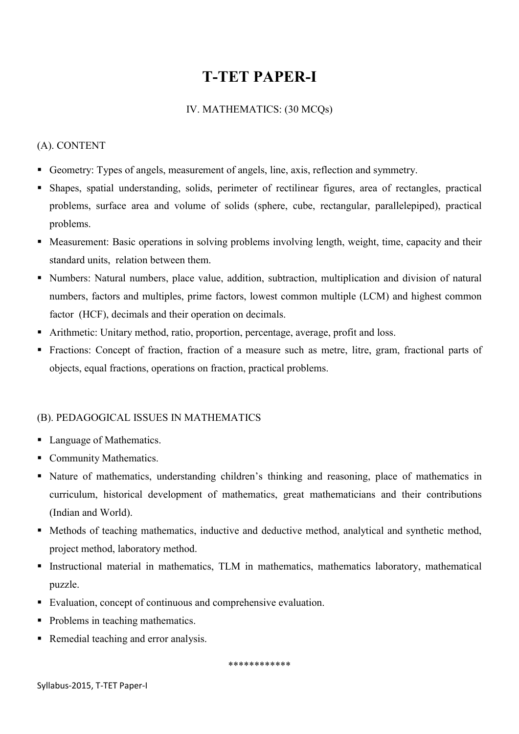# T-TET PAPER-I

IV. MATHEMATICS: (30 MCQs)

(A). CONTENT

- Geometry: Types of angels, measurement of angels, line, axis, reflection and symmetry.
- Shapes, spatial understanding, solids, perimeter of rectilinear figures, area of rectangles, practical problems, surface area and volume of solids (sphere, cube, rectangular, parallelepiped), practical problems.
- Measurement: Basic operations in solving problems involving length, weight, time, capacity and their standard units, relation between them.
- Numbers: Natural numbers, place value, addition, subtraction, multiplication and division of natural numbers, factors and multiples, prime factors, lowest common multiple (LCM) and highest common factor (HCF), decimals and their operation on decimals.
- Arithmetic: Unitary method, ratio, proportion, percentage, average, profit and loss.
- Fractions: Concept of fraction, fraction of a measure such as metre, litre, gram, fractional parts of objects, equal fractions, operations on fraction, practical problems.

(B). PEDAGOGICAL ISSUES IN MATHEMATICS

- Language of Mathematics.
- Community Mathematics.
- Nature of mathematics, understanding children's thinking and reasoning, place of mathematics in curriculum, historical development of mathematics, great mathematicians and their contributions (Indian and World).
- Methods of teaching mathematics, inductive and deductive method, analytical and synthetic method, project method, laboratory method.
- Instructional material in mathematics, TLM in mathematics, mathematics laboratory, mathematical puzzle.
- Evaluation, concept of continuous and comprehensive evaluation.
- Problems in teaching mathematics.
- Remedial teaching and error analysis.

************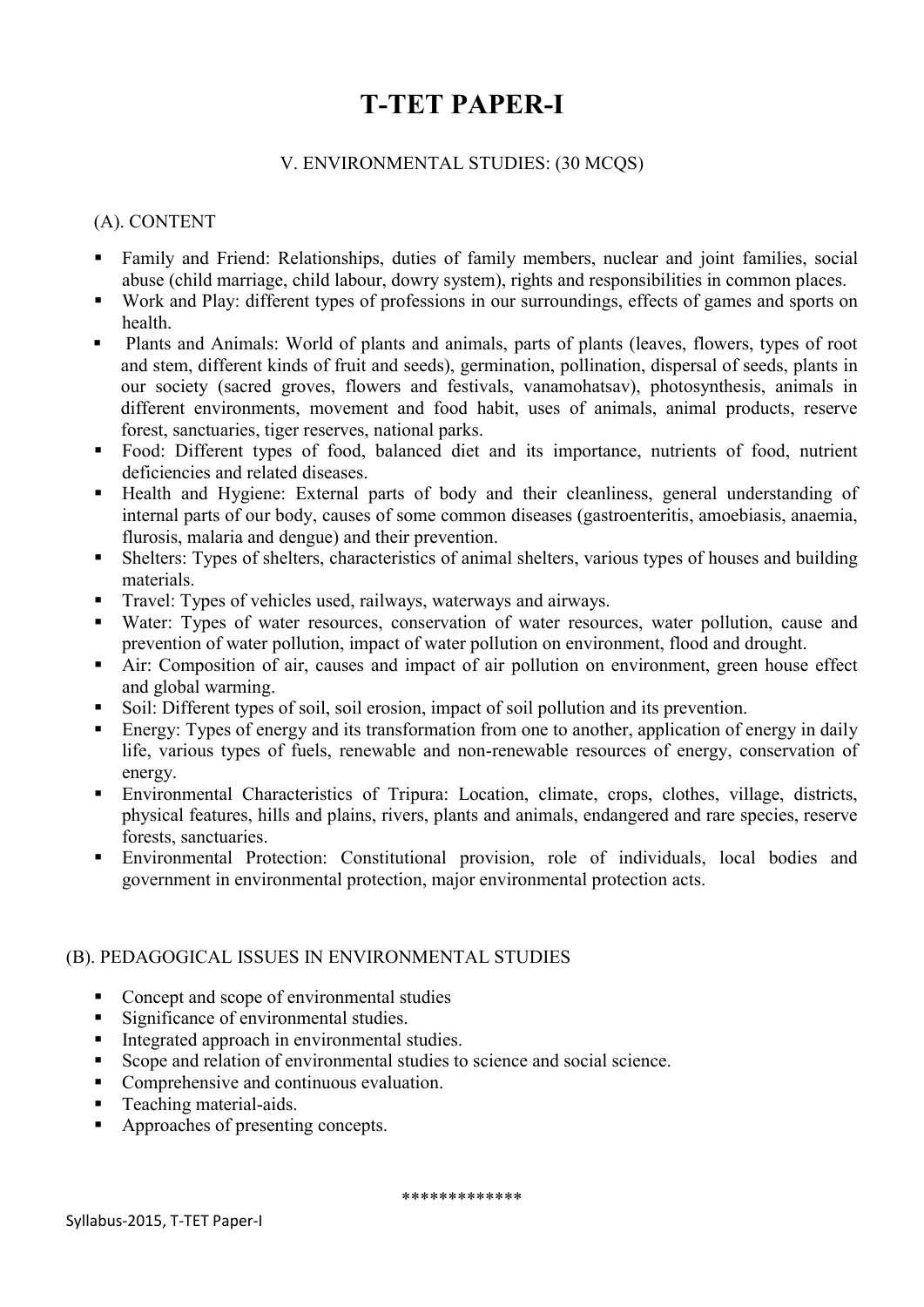# T-TET PAPER-I

## V. ENVIRONMENTAL STUDIES: (30 MCQS)

### (A). CONTENT

- Family and Friend: Relationships, duties of family members, nuclear and joint families, social abuse (child marriage, child labour, dowry system), rights and responsibilities in common places.
- Work and Play: different types of professions in our surroundings, effects of games and sports on health.
- Plants and Animals: World of plants and animals, parts of plants (leaves, flowers, types of root and stem, different kinds of fruit and seeds), germination, pollination, dispersal of seeds, plants in our society (sacred groves, flowers and festivals, vanamohatsav), photosynthesis, animals in different environments, movement and food habit, uses of animals, animal products, reserve forest, sanctuaries, tiger reserves, national parks.
- Food: Different types of food, balanced diet and its importance, nutrients of food, nutrient deficiencies and related diseases.
- Health and Hygiene: External parts of body and their cleanliness, general understanding of internal parts of our body, causes of some common diseases (gastroenteritis, amoebiasis, anaemia, flurosis, malaria and dengue) and their prevention.
- Shelters: Types of shelters, characteristics of animal shelters, various types of houses and building materials.
- Travel: Types of vehicles used, railways, waterways and airways.
- Water: Types of water resources, conservation of water resources, water pollution, cause and prevention of water pollution, impact of water pollution on environment, flood and drought.
- Air: Composition of air, causes and impact of air pollution on environment, green house effect and global warming.
- Soil: Different types of soil, soil erosion, impact of soil pollution and its prevention.
- Energy: Types of energy and its transformation from one to another, application of energy in daily life, various types of fuels, renewable and non-renewable resources of energy, conservation of energy.
- Environmental Characteristics of Tripura: Location, climate, crops, clothes, village, districts, physical features, hills and plains, rivers, plants and animals, endangered and rare species, reserve forests, sanctuaries.
- Environmental Protection: Constitutional provision, role of individuals, local bodies and government in environmental protection, major environmental protection acts.

### (B). PEDAGOGICAL ISSUES IN ENVIRONMENTAL STUDIES

- Concept and scope of environmental studies
- Significance of environmental studies.
- Integrated approach in environmental studies.
- Scope and relation of environmental studies to science and social science.
- Comprehensive and continuous evaluation.
- Teaching material-aids.
- Approaches of presenting concepts.

*************